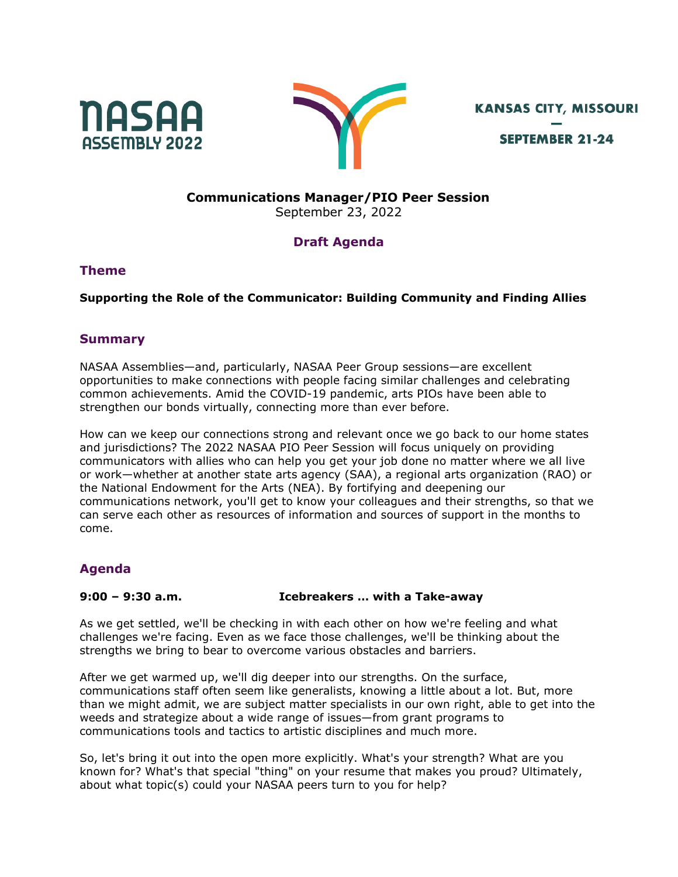NASAA ASSEMBLY 2022

KANSAS CITY, MISSOURI
—
SEPTEMBER 21-24

**Communications Manager/PIO Peer Session**
September 23, 2022

## Draft Agenda

## Theme

**Supporting the Role of the Communicator: Building Community and Finding Allies**

## Summary

NASAA Assemblies—and, particularly, NASAA Peer Group sessions—are excellent opportunities to make connections with people facing similar challenges and celebrating common achievements. Amid the COVID-19 pandemic, arts PIOs have been able to strengthen our bonds virtually, connecting more than ever before.

How can we keep our connections strong and relevant once we go back to our home states and jurisdictions? The 2022 NASAA PIO Peer Session will focus uniquely on providing communicators with allies who can help you get your job done no matter where we all live or work—whether at another state arts agency (SAA), a regional arts organization (RAO) or the National Endowment for the Arts (NEA). By fortifying and deepening our communications network, you'll get to know your colleagues and their strengths, so that we can serve each other as resources of information and sources of support in the months to come.

## Agenda

**9:00 – 9:30 a.m. Icebreakers … with a Take-away**

As we get settled, we'll be checking in with each other on how we're feeling and what challenges we're facing. Even as we face those challenges, we'll be thinking about the strengths we bring to bear to overcome various obstacles and barriers.

After we get warmed up, we'll dig deeper into our strengths. On the surface, communications staff often seem like generalists, knowing a little about a lot. But, more than we might admit, we are subject matter specialists in our own right, able to get into the weeds and strategize about a wide range of issues—from grant programs to communications tools and tactics to artistic disciplines and much more.

So, let's bring it out into the open more explicitly. What's your strength? What are you known for? What's that special "thing" on your resume that makes you proud? Ultimately, about what topic(s) could your NASAA peers turn to you for help?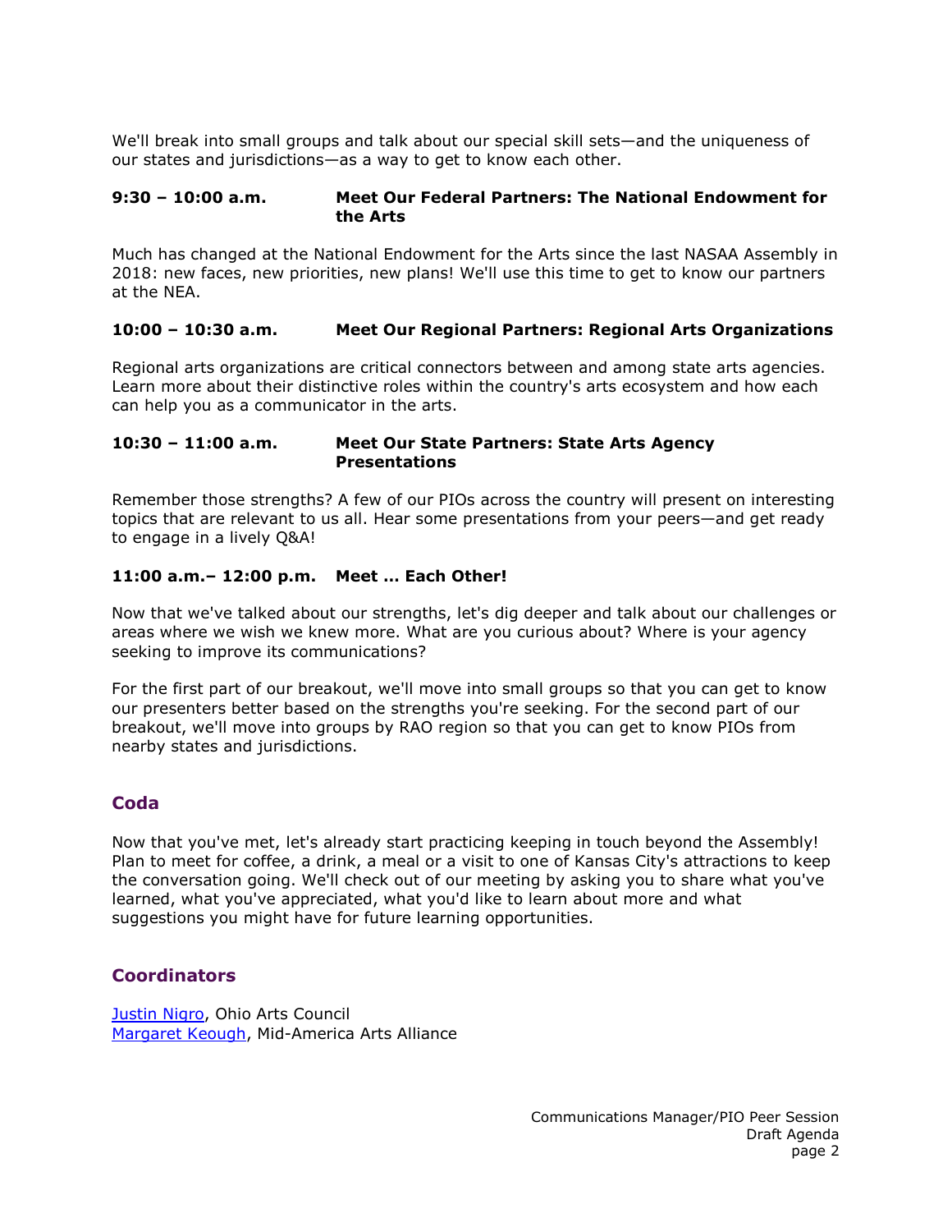We'll break into small groups and talk about our special skill sets—and the uniqueness of our states and jurisdictions—as a way to get to know each other.

**9:30 – 10:00 a.m.** **Meet Our Federal Partners: The National Endowment for the Arts**

Much has changed at the National Endowment for the Arts since the last NASAA Assembly in 2018: new faces, new priorities, new plans! We'll use this time to get to know our partners at the NEA.

**10:00 – 10:30 a.m.** **Meet Our Regional Partners: Regional Arts Organizations**

Regional arts organizations are critical connectors between and among state arts agencies. Learn more about their distinctive roles within the country's arts ecosystem and how each can help you as a communicator in the arts.

**10:30 – 11:00 a.m.** **Meet Our State Partners: State Arts Agency Presentations**

Remember those strengths? A few of our PIOs across the country will present on interesting topics that are relevant to us all. Hear some presentations from your peers—and get ready to engage in a lively Q&A!

**11:00 a.m.– 12:00 p.m.** **Meet … Each Other!**

Now that we've talked about our strengths, let's dig deeper and talk about our challenges or areas where we wish we knew more. What are you curious about? Where is your agency seeking to improve its communications?

For the first part of our breakout, we'll move into small groups so that you can get to know our presenters better based on the strengths you're seeking. For the second part of our breakout, we'll move into groups by RAO region so that you can get to know PIOs from nearby states and jurisdictions.

## Coda

Now that you've met, let's already start practicing keeping in touch beyond the Assembly! Plan to meet for coffee, a drink, a meal or a visit to one of Kansas City's attractions to keep the conversation going. We'll check out of our meeting by asking you to share what you've learned, what you've appreciated, what you'd like to learn about more and what suggestions you might have for future learning opportunities.

## Coordinators

Justin Nigro, Ohio Arts Council
Margaret Keough, Mid-America Arts Alliance